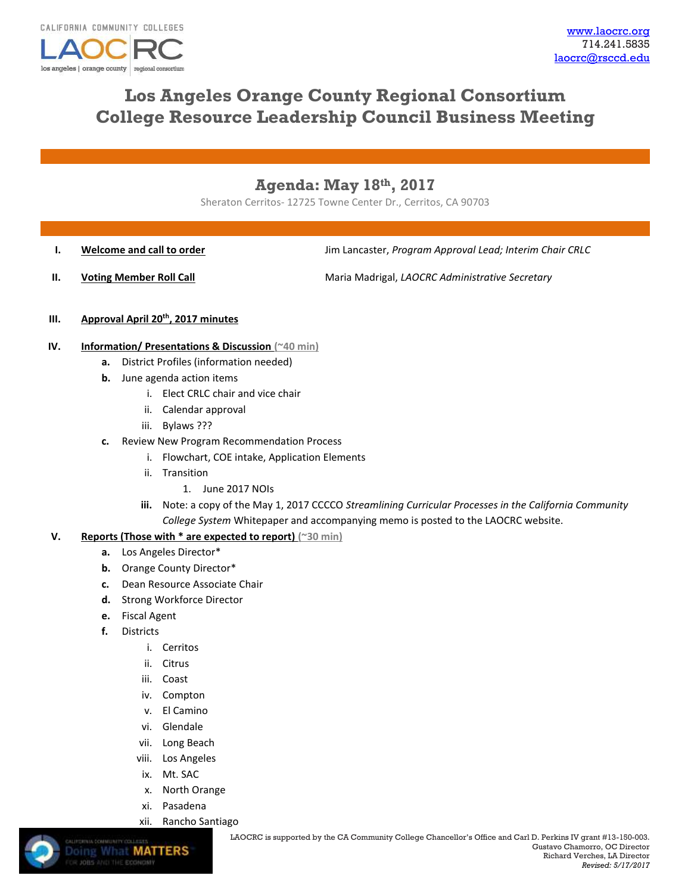CALIFORNIA COMMUNITY COLLEGES
LAOCRC
los angeles | orange county | regional consortium

www.laocrc.org
714.241.5835
laocrc@rsccd.edu

# Los Angeles Orange County Regional Consortium College Resource Leadership Council Business Meeting

## Agenda: May 18th, 2017

Sheraton Cerritos- 12725 Towne Center Dr., Cerritos, CA 90703

**I. Welcome and call to order** — Jim Lancaster, *Program Approval Lead; Interim Chair CRLC*

**II. Voting Member Roll Call** — Maria Madrigal, *LAOCRC Administrative Secretary*

**III. Approval April 20th, 2017 minutes**

**IV. Information/ Presentations & Discussion (~40 min)**

- **a.** District Profiles (information needed)
- **b.** June agenda action items
  - i. Elect CRLC chair and vice chair
  - ii. Calendar approval
  - iii. Bylaws ???
- **c.** Review New Program Recommendation Process
  - i. Flowchart, COE intake, Application Elements
  - ii. Transition
    1. June 2017 NOIs
  - **iii.** Note: a copy of the May 1, 2017 CCCCO *Streamlining Curricular Processes in the California Community College System* Whitepaper and accompanying memo is posted to the LAOCRC website.

**V. Reports (Those with * are expected to report) (~30 min)**

- **a.** Los Angeles Director*
- **b.** Orange County Director*
- **c.** Dean Resource Associate Chair
- **d.** Strong Workforce Director
- **e.** Fiscal Agent
- **f.** Districts
  - i. Cerritos
  - ii. Citrus
  - iii. Coast
  - iv. Compton
  - v. El Camino
  - vi. Glendale
  - vii. Long Beach
  - viii. Los Angeles
  - ix. Mt. SAC
  - x. North Orange
  - xi. Pasadena
  - xii. Rancho Santiago

CALIFORNIA COMMUNITY COLLEGES Doing What MATTERS FOR JOBS AND THE ECONOMY

LAOCRC is supported by the CA Community College Chancellor's Office and Carl D. Perkins IV grant #13-150-003.
Gustavo Chamorro, OC Director
Richard Verches, LA Director
*Revised: 5/17/2017*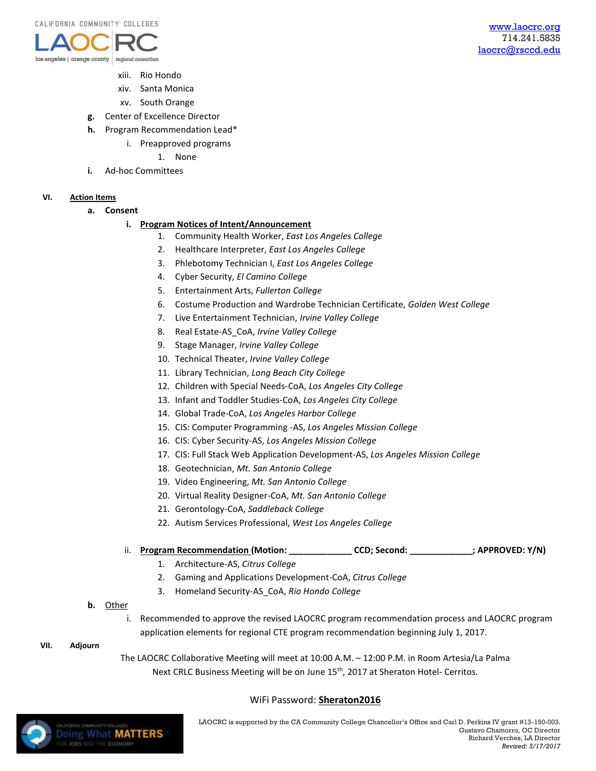xiii. Rio Hondo
xiv. Santa Monica
xv. South Orange

**g.** Center of Excellence Director

**h.** Program Recommendation Lead*

i. Preapproved programs

1. None

**i.** Ad-hoc Committees

**VI.** **Action Items**

**a.** **Consent**

i. **Program Notices of Intent/Announcement**

1. Community Health Worker, *East Los Angeles College*
2. Healthcare Interpreter, *East Los Angeles College*
3. Phlebotomy Technician I, *East Los Angeles College*
4. Cyber Security, *El Camino College*
5. Entertainment Arts, *Fullerton College*
6. Costume Production and Wardrobe Technician Certificate, *Golden West College*
7. Live Entertainment Technician, *Irvine Valley College*
8. Real Estate-AS_CoA, *Irvine Valley College*
9. Stage Manager, *Irvine Valley College*
10. Technical Theater, *Irvine Valley College*
11. Library Technician, *Long Beach City College*
12. Children with Special Needs-CoA, *Los Angeles City College*
13. Infant and Toddler Studies-CoA, *Los Angeles City College*
14. Global Trade-CoA, *Los Angeles Harbor College*
15. CIS: Computer Programming -AS, *Los Angeles Mission College*
16. CIS: Cyber Security-AS, *Los Angeles Mission College*
17. CIS: Full Stack Web Application Development-AS, *Los Angeles Mission College*
18. Geotechnician, *Mt. San Antonio College*
19. Video Engineering, *Mt. San Antonio College*
20. Virtual Reality Designer-CoA, *Mt. San Antonio College*
21. Gerontology-CoA, *Saddleback College*
22. Autism Services Professional, *West Los Angeles College*

ii. **Program Recommendation (Motion: _____________ CCD; Second: _____________; APPROVED: Y/N)**

1. Architecture-AS, *Citrus College*
2. Gaming and Applications Development-CoA, *Citrus College*
3. Homeland Security-AS_CoA, *Rio Hondo College*

**b.** Other

i. Recommended to approve the revised LAOCRC program recommendation process and LAOCRC program application elements for regional CTE program recommendation beginning July 1, 2017.

**VII.** **Adjourn**

The LAOCRC Collaborative Meeting will meet at 10:00 A.M. – 12:00 P.M. in Room Artesia/La Palma
Next CRLC Business Meeting will be on June 15th, 2017 at Sheraton Hotel- Cerritos.

WiFi Password: **Sheraton2016**

LAOCRC is supported by the CA Community College Chancellor's Office and Carl D. Perkins IV grant #13-150-003.
Gustavo Chamorro, OC Director
Richard Verches, LA Director
*Revised: 5/17/2017*